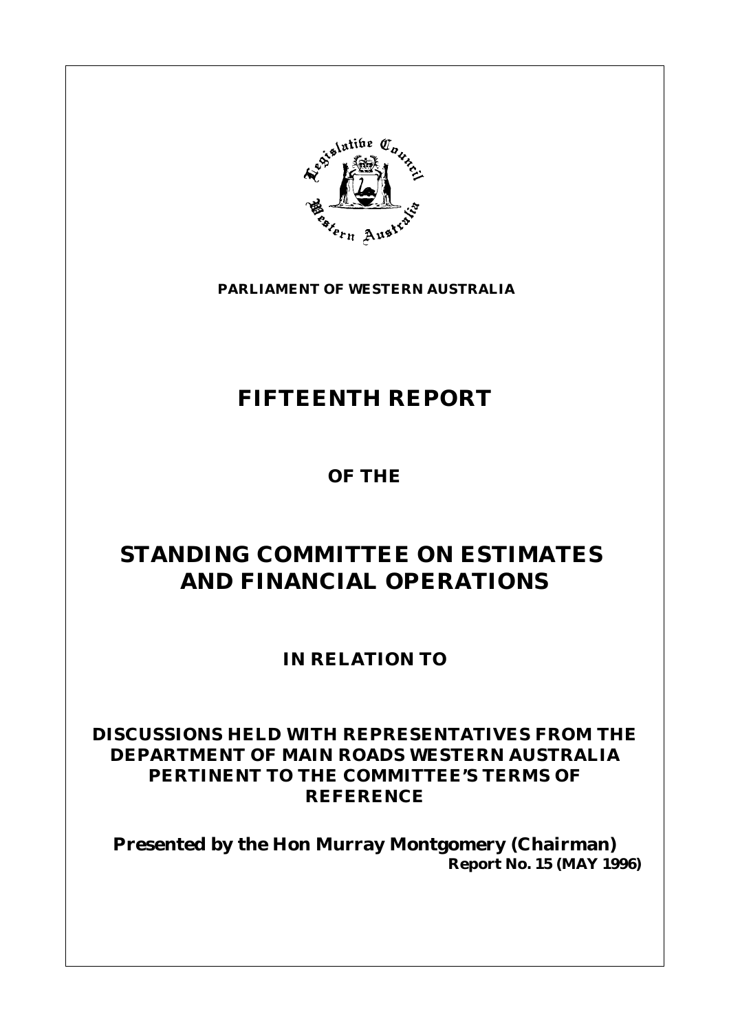**PARLIAMENT OF WESTERN AUSTRALIA**

# FIFTEENTH REPORT

## OF THE

# STANDING COMMITTEE ON ESTIMATES AND FINANCIAL OPERATIONS

## IN RELATION TO

## DISCUSSIONS HELD WITH REPRESENTATIVES FROM THE DEPARTMENT OF MAIN ROADS WESTERN AUSTRALIA PERTINENT TO THE COMMITTEE'S TERMS OF REFERENCE

**Presented by the Hon Murray Montgomery (Chairman)**

**Report No. 15 (MAY 1996)**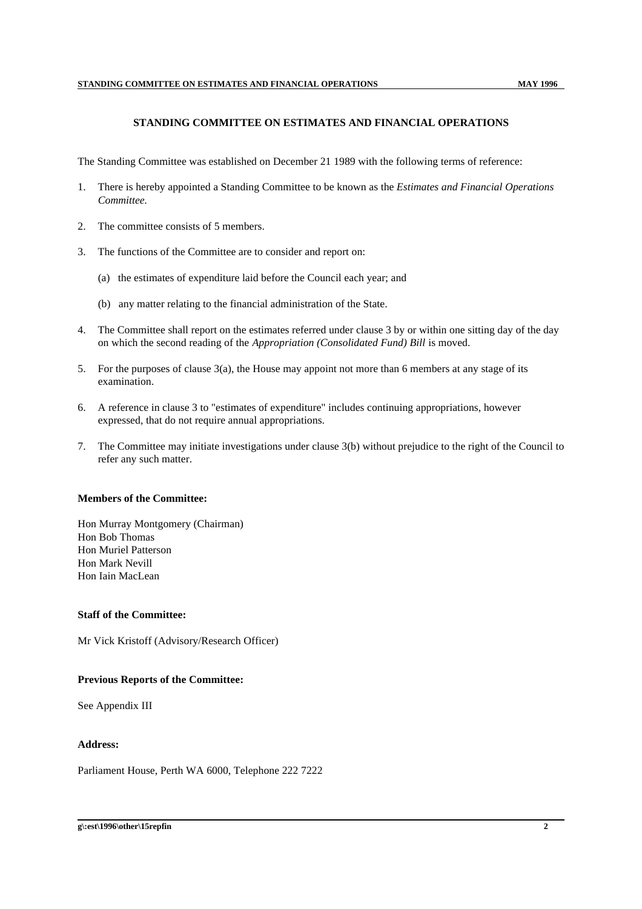## STANDING COMMITTEE ON ESTIMATES AND FINANCIAL OPERATIONS

The Standing Committee was established on December 21 1989 with the following terms of reference:

1. There is hereby appointed a Standing Committee to be known as the *Estimates and Financial Operations Committee.*

2. The committee consists of 5 members.

3. The functions of the Committee are to consider and report on:

   (a) the estimates of expenditure laid before the Council each year; and

   (b) any matter relating to the financial administration of the State.

4. The Committee shall report on the estimates referred under clause 3 by or within one sitting day of the day on which the second reading of the *Appropriation (Consolidated Fund) Bill* is moved.

5. For the purposes of clause 3(a), the House may appoint not more than 6 members at any stage of its examination.

6. A reference in clause 3 to "estimates of expenditure" includes continuing appropriations, however expressed, that do not require annual appropriations.

7. The Committee may initiate investigations under clause 3(b) without prejudice to the right of the Council to refer any such matter.

**Members of the Committee:**

Hon Murray Montgomery (Chairman)
Hon Bob Thomas
Hon Muriel Patterson
Hon Mark Nevill
Hon Iain MacLean

**Staff of the Committee:**

Mr Vick Kristoff (Advisory/Research Officer)

**Previous Reports of the Committee:**

See Appendix III

**Address:**

Parliament House, Perth WA 6000, Telephone 222 7222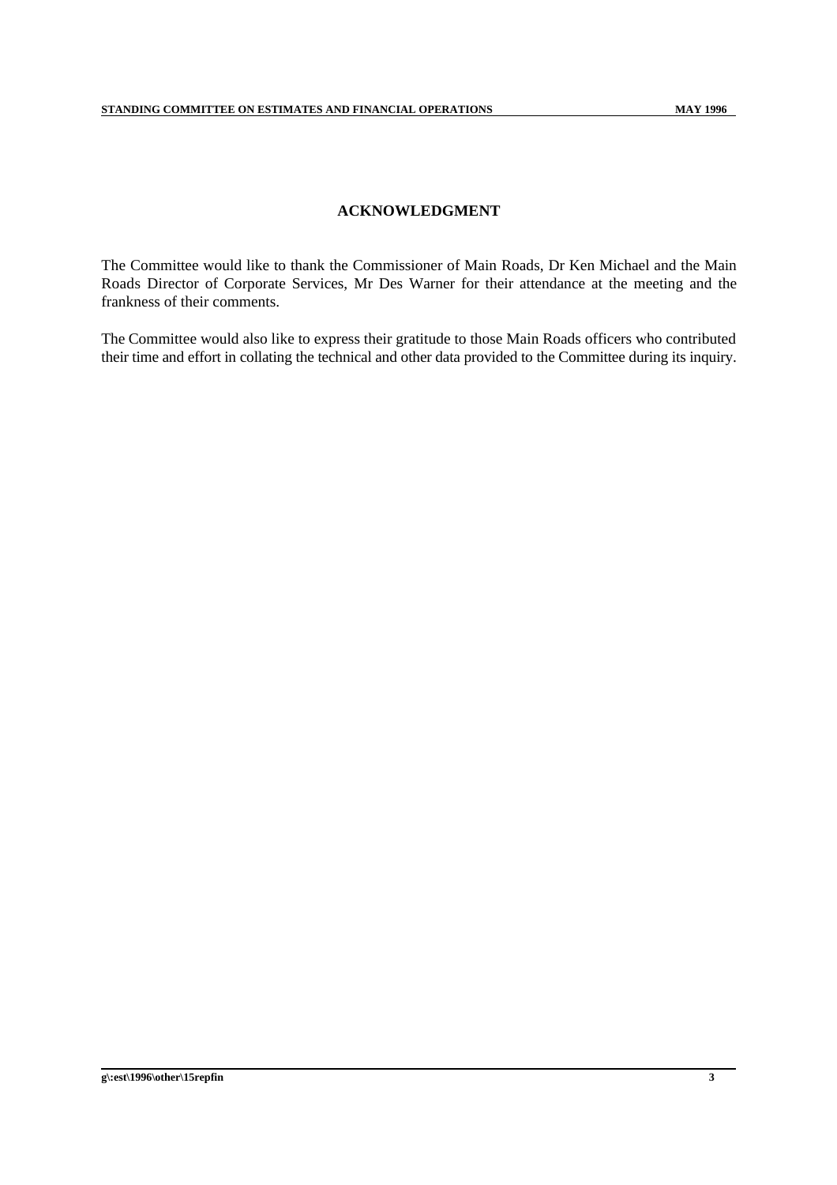## ACKNOWLEDGMENT

The Committee would like to thank the Commissioner of Main Roads, Dr Ken Michael and the Main Roads Director of Corporate Services, Mr Des Warner for their attendance at the meeting and the frankness of their comments.

The Committee would also like to express their gratitude to those Main Roads officers who contributed their time and effort in collating the technical and other data provided to the Committee during its inquiry.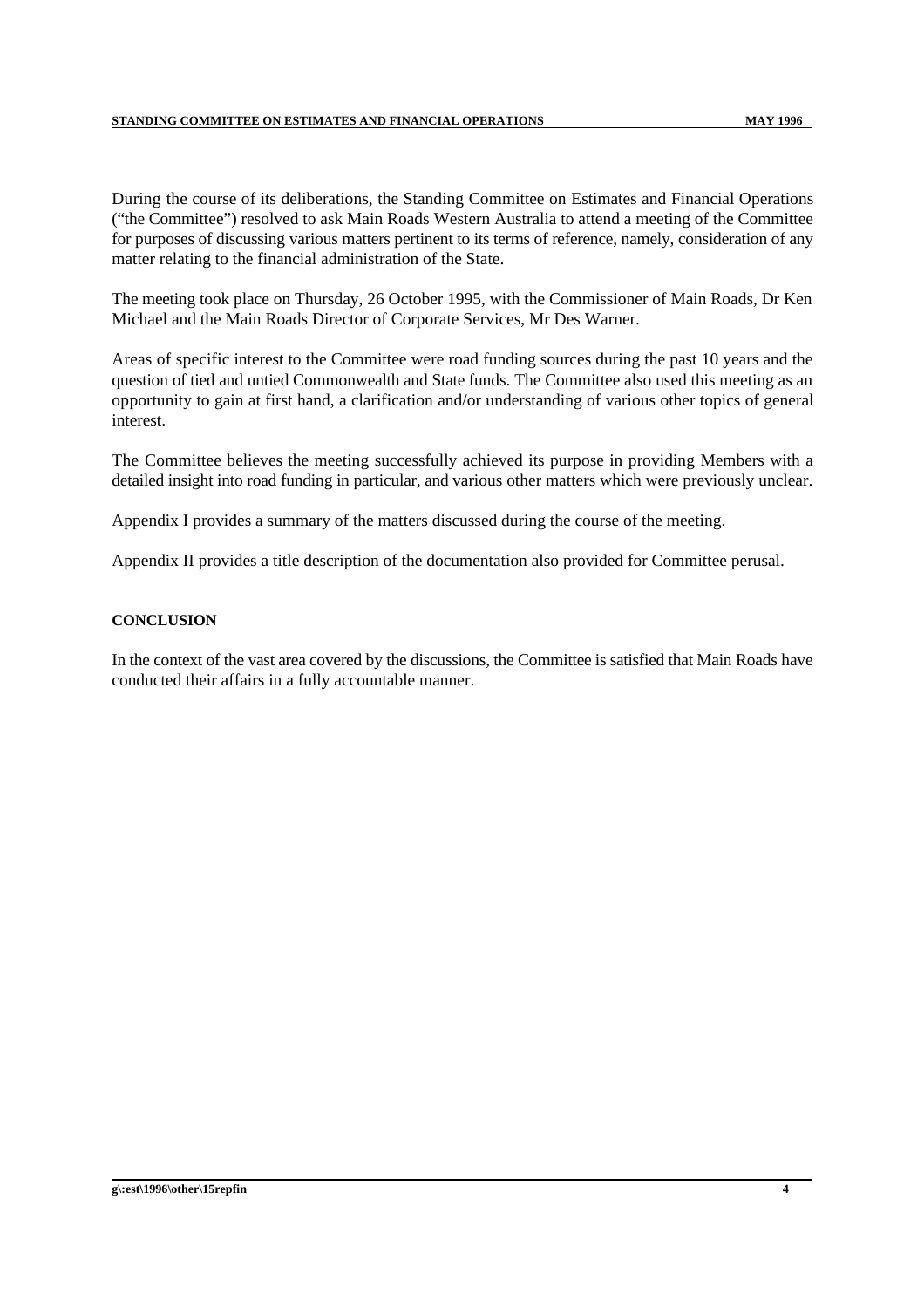During the course of its deliberations, the Standing Committee on Estimates and Financial Operations ("the Committee") resolved to ask Main Roads Western Australia to attend a meeting of the Committee for purposes of discussing various matters pertinent to its terms of reference, namely, consideration of any matter relating to the financial administration of the State.

The meeting took place on Thursday, 26 October 1995, with the Commissioner of Main Roads, Dr Ken Michael and the Main Roads Director of Corporate Services, Mr Des Warner.

Areas of specific interest to the Committee were road funding sources during the past 10 years and the question of tied and untied Commonwealth and State funds. The Committee also used this meeting as an opportunity to gain at first hand, a clarification and/or understanding of various other topics of general interest.

The Committee believes the meeting successfully achieved its purpose in providing Members with a detailed insight into road funding in particular, and various other matters which were previously unclear.

Appendix I provides a summary of the matters discussed during the course of the meeting.

Appendix II provides a title description of the documentation also provided for Committee perusal.

**CONCLUSION**

In the context of the vast area covered by the discussions, the Committee is satisfied that Main Roads have conducted their affairs in a fully accountable manner.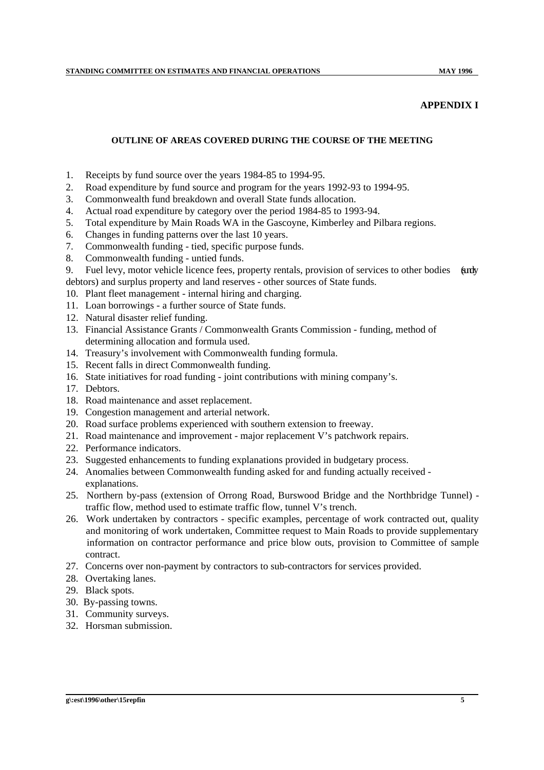## APPENDIX I

### OUTLINE OF AREAS COVERED DURING THE COURSE OF THE MEETING

1. Receipts by fund source over the years 1984-85 to 1994-95.
2. Road expenditure by fund source and program for the years 1992-93 to 1994-95.
3. Commonwealth fund breakdown and overall State funds allocation.
4. Actual road expenditure by category over the period 1984-85 to 1993-94.
5. Total expenditure by Main Roads WA in the Gascoyne, Kimberley and Pilbara regions.
6. Changes in funding patterns over the last 10 years.
7. Commonwealth funding - tied, specific purpose funds.
8. Commonwealth funding - untied funds.
9. Fuel levy, motor vehicle licence fees, property rentals, provision of services to other bodies (sundry debtors) and surplus property and land reserves - other sources of State funds.
10. Plant fleet management - internal hiring and charging.
11. Loan borrowings - a further source of State funds.
12. Natural disaster relief funding.
13. Financial Assistance Grants / Commonwealth Grants Commission - funding, method of determining allocation and formula used.
14. Treasury's involvement with Commonwealth funding formula.
15. Recent falls in direct Commonwealth funding.
16. State initiatives for road funding - joint contributions with mining company's.
17. Debtors.
18. Road maintenance and asset replacement.
19. Congestion management and arterial network.
20. Road surface problems experienced with southern extension to freeway.
21. Road maintenance and improvement - major replacement V's patchwork repairs.
22. Performance indicators.
23. Suggested enhancements to funding explanations provided in budgetary process.
24. Anomalies between Commonwealth funding asked for and funding actually received - explanations.
25. Northern by-pass (extension of Orrong Road, Burswood Bridge and the Northbridge Tunnel) - traffic flow, method used to estimate traffic flow, tunnel V's trench.
26. Work undertaken by contractors - specific examples, percentage of work contracted out, quality and monitoring of work undertaken, Committee request to Main Roads to provide supplementary information on contractor performance and price blow outs, provision to Committee of sample contract.
27. Concerns over non-payment by contractors to sub-contractors for services provided.
28. Overtaking lanes.
29. Black spots.
30. By-passing towns.
31. Community surveys.
32. Horsman submission.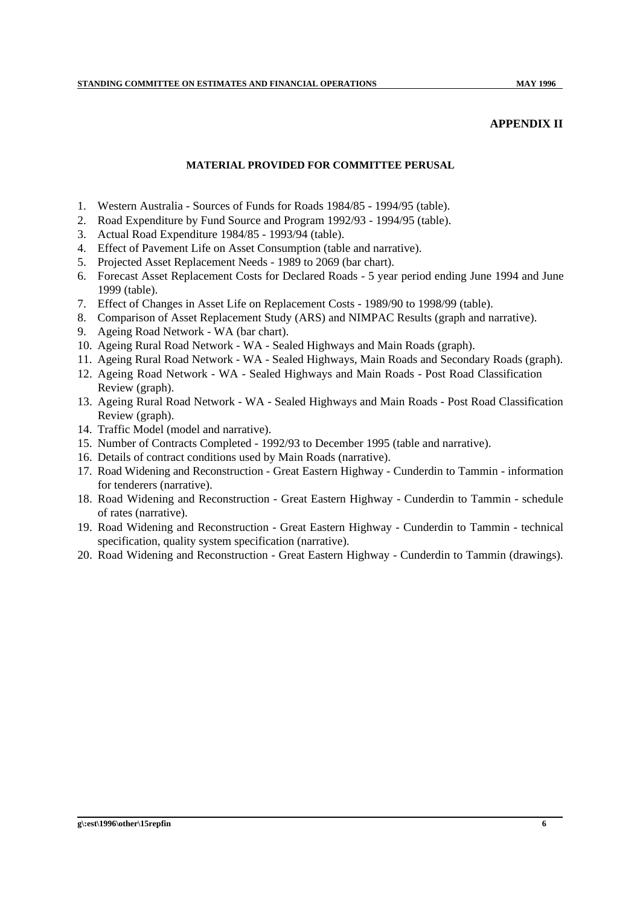## APPENDIX II

### MATERIAL PROVIDED FOR COMMITTEE PERUSAL

1. Western Australia - Sources of Funds for Roads 1984/85 - 1994/95 (table).
2. Road Expenditure by Fund Source and Program 1992/93 - 1994/95 (table).
3. Actual Road Expenditure 1984/85 - 1993/94 (table).
4. Effect of Pavement Life on Asset Consumption (table and narrative).
5. Projected Asset Replacement Needs - 1989 to 2069 (bar chart).
6. Forecast Asset Replacement Costs for Declared Roads - 5 year period ending June 1994 and June 1999 (table).
7. Effect of Changes in Asset Life on Replacement Costs - 1989/90 to 1998/99 (table).
8. Comparison of Asset Replacement Study (ARS) and NIMPAC Results (graph and narrative).
9. Ageing Road Network - WA (bar chart).
10. Ageing Rural Road Network - WA - Sealed Highways and Main Roads (graph).
11. Ageing Rural Road Network - WA - Sealed Highways, Main Roads and Secondary Roads (graph).
12. Ageing Road Network - WA - Sealed Highways and Main Roads - Post Road Classification Review (graph).
13. Ageing Rural Road Network - WA - Sealed Highways and Main Roads - Post Road Classification Review (graph).
14. Traffic Model (model and narrative).
15. Number of Contracts Completed - 1992/93 to December 1995 (table and narrative).
16. Details of contract conditions used by Main Roads (narrative).
17. Road Widening and Reconstruction - Great Eastern Highway - Cunderdin to Tammin - information for tenderers (narrative).
18. Road Widening and Reconstruction - Great Eastern Highway - Cunderdin to Tammin - schedule of rates (narrative).
19. Road Widening and Reconstruction - Great Eastern Highway - Cunderdin to Tammin - technical specification, quality system specification (narrative).
20. Road Widening and Reconstruction - Great Eastern Highway - Cunderdin to Tammin (drawings).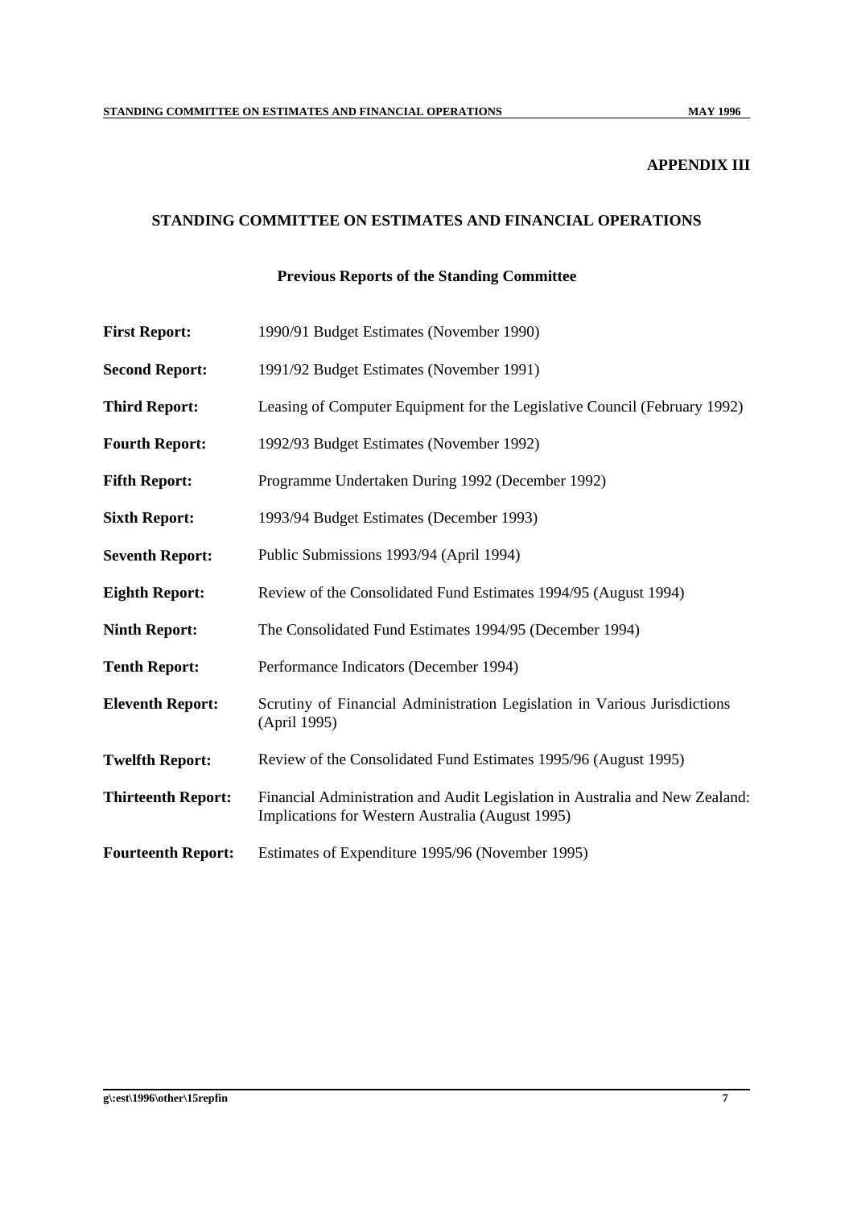**APPENDIX III**

## STANDING COMMITTEE ON ESTIMATES AND FINANCIAL OPERATIONS

### Previous Reports of the Standing Committee

**First Report:** 1990/91 Budget Estimates (November 1990)

**Second Report:** 1991/92 Budget Estimates (November 1991)

**Third Report:** Leasing of Computer Equipment for the Legislative Council (February 1992)

**Fourth Report:** 1992/93 Budget Estimates (November 1992)

**Fifth Report:** Programme Undertaken During 1992 (December 1992)

**Sixth Report:** 1993/94 Budget Estimates (December 1993)

**Seventh Report:** Public Submissions 1993/94 (April 1994)

**Eighth Report:** Review of the Consolidated Fund Estimates 1994/95 (August 1994)

**Ninth Report:** The Consolidated Fund Estimates 1994/95 (December 1994)

**Tenth Report:** Performance Indicators (December 1994)

**Eleventh Report:** Scrutiny of Financial Administration Legislation in Various Jurisdictions (April 1995)

**Twelfth Report:** Review of the Consolidated Fund Estimates 1995/96 (August 1995)

**Thirteenth Report:** Financial Administration and Audit Legislation in Australia and New Zealand: Implications for Western Australia (August 1995)

**Fourteenth Report:** Estimates of Expenditure 1995/96 (November 1995)